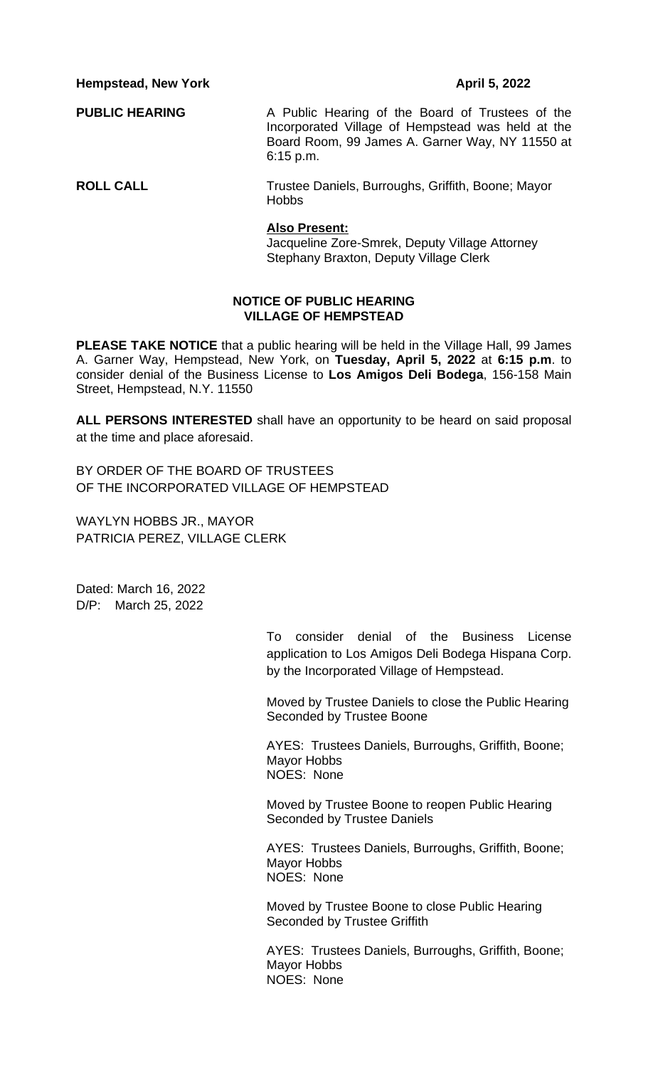**Hempstead, New York** **April 5, 2022**

**PUBLIC HEARING** A Public Hearing of the Board of Trustees of the Incorporated Village of Hempstead was held at the Board Room, 99 James A. Garner Way, NY 11550 at 6:15 p.m.

**ROLL CALL** Trustee Daniels, Burroughs, Griffith, Boone; Mayor Hobbs

**Also Present:**
Jacqueline Zore-Smrek, Deputy Village Attorney
Stephany Braxton, Deputy Village Clerk

**NOTICE OF PUBLIC HEARING**
**VILLAGE OF HEMPSTEAD**

**PLEASE TAKE NOTICE** that a public hearing will be held in the Village Hall, 99 James A. Garner Way, Hempstead, New York, on **Tuesday, April 5, 2022** at **6:15 p.m**. to consider denial of the Business License to **Los Amigos Deli Bodega**, 156-158 Main Street, Hempstead, N.Y. 11550

**ALL PERSONS INTERESTED** shall have an opportunity to be heard on said proposal at the time and place aforesaid.

BY ORDER OF THE BOARD OF TRUSTEES
OF THE INCORPORATED VILLAGE OF HEMPSTEAD

WAYLYN HOBBS JR., MAYOR
PATRICIA PEREZ, VILLAGE CLERK

Dated: March 16, 2022
D/P: March 25, 2022

To consider denial of the Business License application to Los Amigos Deli Bodega Hispana Corp. by the Incorporated Village of Hempstead.

Moved by Trustee Daniels to close the Public Hearing
Seconded by Trustee Boone

AYES: Trustees Daniels, Burroughs, Griffith, Boone; Mayor Hobbs
NOES: None

Moved by Trustee Boone to reopen Public Hearing
Seconded by Trustee Daniels

AYES: Trustees Daniels, Burroughs, Griffith, Boone; Mayor Hobbs
NOES: None

Moved by Trustee Boone to close Public Hearing
Seconded by Trustee Griffith

AYES: Trustees Daniels, Burroughs, Griffith, Boone; Mayor Hobbs
NOES: None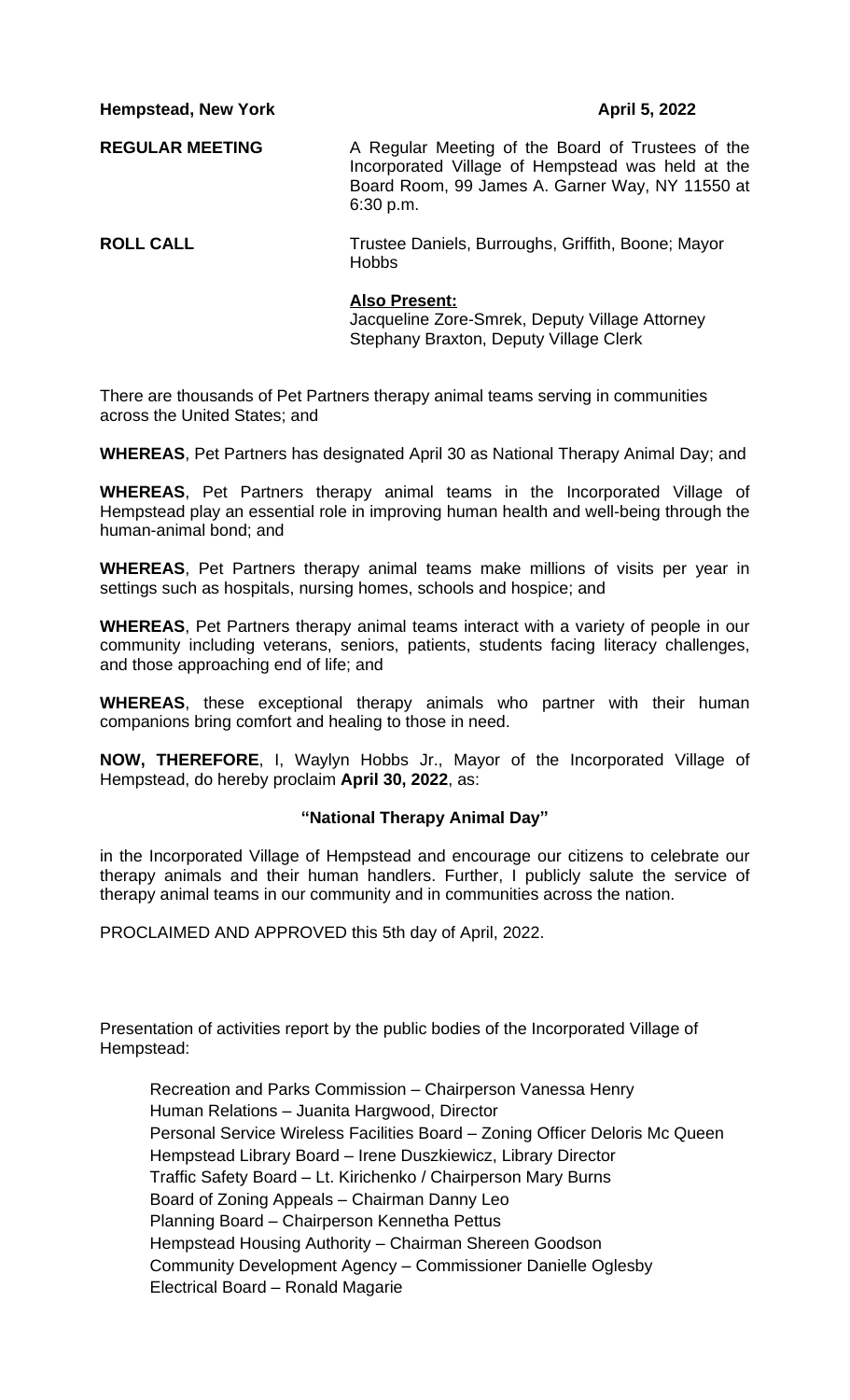**Hempstead, New York** **April 5, 2022**

**REGULAR MEETING** A Regular Meeting of the Board of Trustees of the Incorporated Village of Hempstead was held at the Board Room, 99 James A. Garner Way, NY 11550 at 6:30 p.m.

**ROLL CALL** Trustee Daniels, Burroughs, Griffith, Boone; Mayor Hobbs

**Also Present:**
Jacqueline Zore-Smrek, Deputy Village Attorney
Stephany Braxton, Deputy Village Clerk

There are thousands of Pet Partners therapy animal teams serving in communities across the United States; and

**WHEREAS**, Pet Partners has designated April 30 as National Therapy Animal Day; and

**WHEREAS**, Pet Partners therapy animal teams in the Incorporated Village of Hempstead play an essential role in improving human health and well-being through the human-animal bond; and

**WHEREAS**, Pet Partners therapy animal teams make millions of visits per year in settings such as hospitals, nursing homes, schools and hospice; and

**WHEREAS**, Pet Partners therapy animal teams interact with a variety of people in our community including veterans, seniors, patients, students facing literacy challenges, and those approaching end of life; and

**WHEREAS**, these exceptional therapy animals who partner with their human companions bring comfort and healing to those in need.

**NOW, THEREFORE**, I, Waylyn Hobbs Jr., Mayor of the Incorporated Village of Hempstead, do hereby proclaim **April 30, 2022**, as:

**"National Therapy Animal Day"**

in the Incorporated Village of Hempstead and encourage our citizens to celebrate our therapy animals and their human handlers. Further, I publicly salute the service of therapy animal teams in our community and in communities across the nation.

PROCLAIMED AND APPROVED this 5th day of April, 2022.

Presentation of activities report by the public bodies of the Incorporated Village of Hempstead:

Recreation and Parks Commission – Chairperson Vanessa Henry
Human Relations – Juanita Hargwood, Director
Personal Service Wireless Facilities Board – Zoning Officer Deloris Mc Queen
Hempstead Library Board – Irene Duszkiewicz, Library Director
Traffic Safety Board – Lt. Kirichenko / Chairperson Mary Burns
Board of Zoning Appeals – Chairman Danny Leo
Planning Board – Chairperson Kennetha Pettus
Hempstead Housing Authority – Chairman Shereen Goodson
Community Development Agency – Commissioner Danielle Oglesby
Electrical Board – Ronald Magarie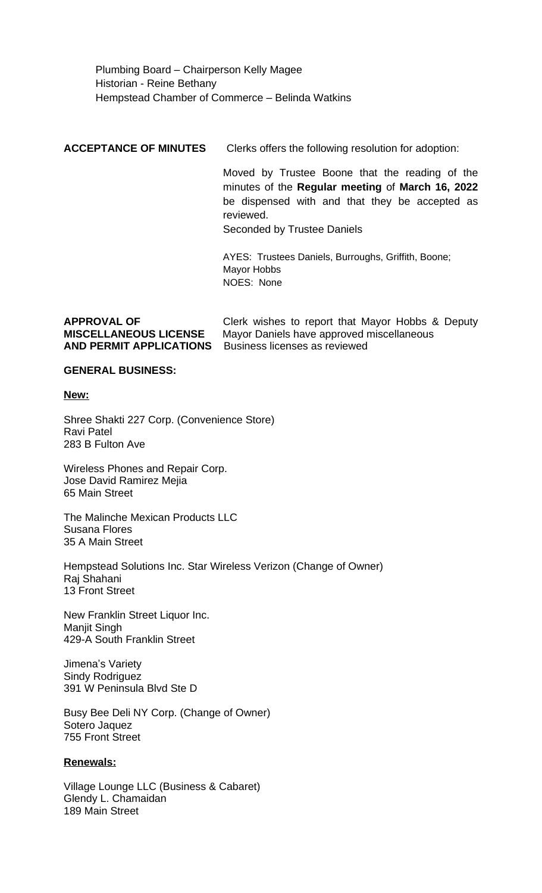Plumbing Board – Chairperson Kelly Magee
Historian - Reine Bethany
Hempstead Chamber of Commerce – Belinda Watkins

**ACCEPTANCE OF MINUTES**

Clerks offers the following resolution for adoption:

Moved by Trustee Boone that the reading of the minutes of the **Regular meeting** of **March 16, 2022** be dispensed with and that they be accepted as reviewed.
Seconded by Trustee Daniels

AYES: Trustees Daniels, Burroughs, Griffith, Boone; Mayor Hobbs
NOES: None

**APPROVAL OF MISCELLANEOUS LICENSE AND PERMIT APPLICATIONS**

Clerk wishes to report that Mayor Hobbs & Deputy Mayor Daniels have approved miscellaneous Business licenses as reviewed

**GENERAL BUSINESS:**

**New:**

Shree Shakti 227 Corp. (Convenience Store)
Ravi Patel
283 B Fulton Ave

Wireless Phones and Repair Corp.
Jose David Ramirez Mejia
65 Main Street

The Malinche Mexican Products LLC
Susana Flores
35 A Main Street

Hempstead Solutions Inc. Star Wireless Verizon (Change of Owner)
Raj Shahani
13 Front Street

New Franklin Street Liquor Inc.
Manjit Singh
429-A South Franklin Street

Jimena's Variety
Sindy Rodriguez
391 W Peninsula Blvd Ste D

Busy Bee Deli NY Corp. (Change of Owner)
Sotero Jaquez
755 Front Street

**Renewals:**

Village Lounge LLC (Business & Cabaret)
Glendy L. Chamaidan
189 Main Street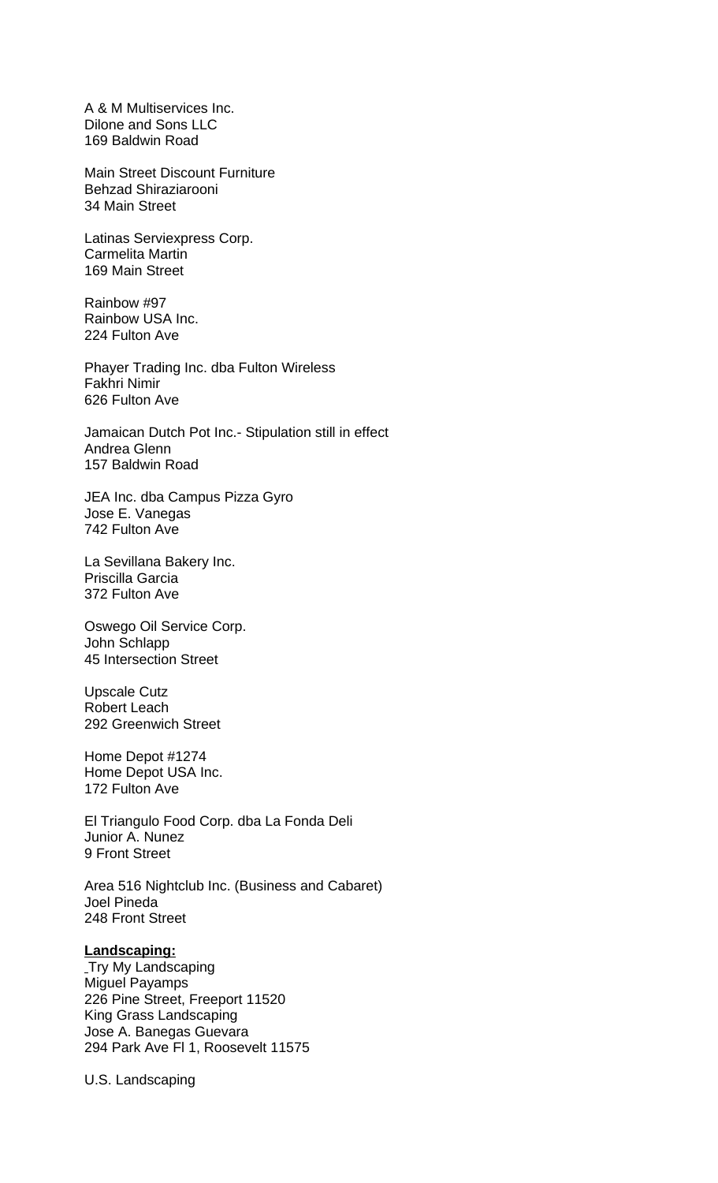A & M Multiservices Inc.
Dilone and Sons LLC
169 Baldwin Road

Main Street Discount Furniture
Behzad Shiraziarooni
34 Main Street

Latinas Serviexpress Corp.
Carmelita Martin
169 Main Street

Rainbow #97
Rainbow USA Inc.
224 Fulton Ave

Phayer Trading Inc. dba Fulton Wireless
Fakhri Nimir
626 Fulton Ave

Jamaican Dutch Pot Inc.- Stipulation still in effect
Andrea Glenn
157 Baldwin Road

JEA Inc. dba Campus Pizza Gyro
Jose E. Vanegas
742 Fulton Ave

La Sevillana Bakery Inc.
Priscilla Garcia
372 Fulton Ave

Oswego Oil Service Corp.
John Schlapp
45 Intersection Street

Upscale Cutz
Robert Leach
292 Greenwich Street

Home Depot #1274
Home Depot USA Inc.
172 Fulton Ave

El Triangulo Food Corp. dba La Fonda Deli
Junior A. Nunez
9 Front Street

Area 516 Nightclub Inc. (Business and Cabaret)
Joel Pineda
248 Front Street

**Landscaping:**
Try My Landscaping
Miguel Payamps
226 Pine Street, Freeport 11520
King Grass Landscaping
Jose A. Banegas Guevara
294 Park Ave Fl 1, Roosevelt 11575

U.S. Landscaping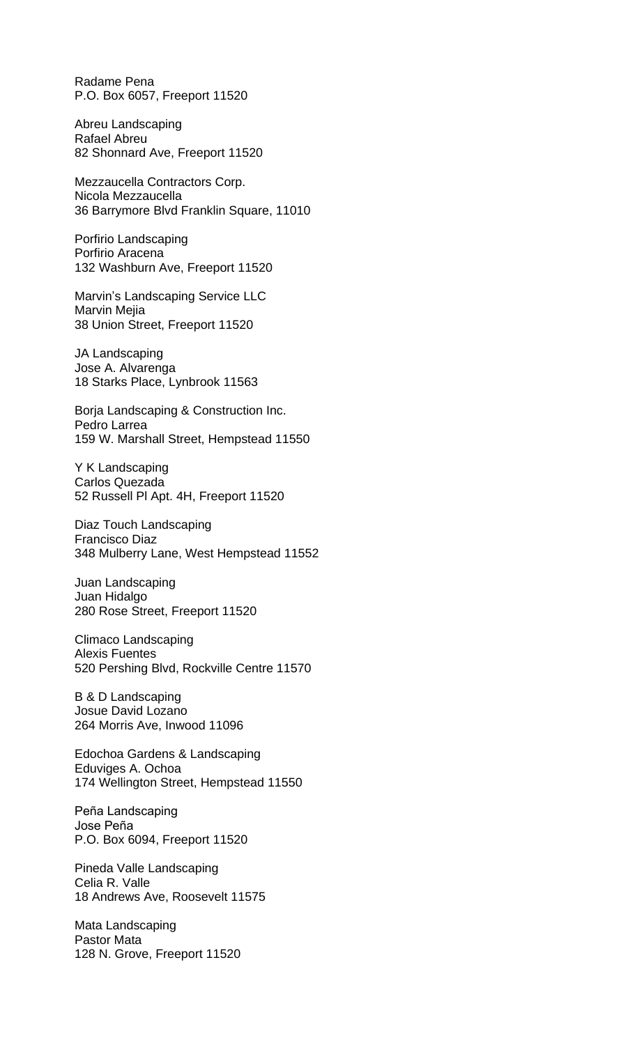Radame Pena
P.O. Box 6057, Freeport 11520

Abreu Landscaping
Rafael Abreu
82 Shonnard Ave, Freeport 11520

Mezzaucella Contractors Corp.
Nicola Mezzaucella
36 Barrymore Blvd Franklin Square, 11010

Porfirio Landscaping
Porfirio Aracena
132 Washburn Ave, Freeport 11520

Marvin's Landscaping Service LLC
Marvin Mejia
38 Union Street, Freeport 11520

JA Landscaping
Jose A. Alvarenga
18 Starks Place, Lynbrook 11563

Borja Landscaping & Construction Inc.
Pedro Larrea
159 W. Marshall Street, Hempstead 11550

Y K Landscaping
Carlos Quezada
52 Russell Pl Apt. 4H, Freeport 11520

Diaz Touch Landscaping
Francisco Diaz
348 Mulberry Lane, West Hempstead 11552

Juan Landscaping
Juan Hidalgo
280 Rose Street, Freeport 11520

Climaco Landscaping
Alexis Fuentes
520 Pershing Blvd, Rockville Centre 11570

B & D Landscaping
Josue David Lozano
264 Morris Ave, Inwood 11096

Edochoa Gardens & Landscaping
Eduviges A. Ochoa
174 Wellington Street, Hempstead 11550

Peña Landscaping
Jose Peña
P.O. Box 6094, Freeport 11520

Pineda Valle Landscaping
Celia R. Valle
18 Andrews Ave, Roosevelt 11575

Mata Landscaping
Pastor Mata
128 N. Grove, Freeport 11520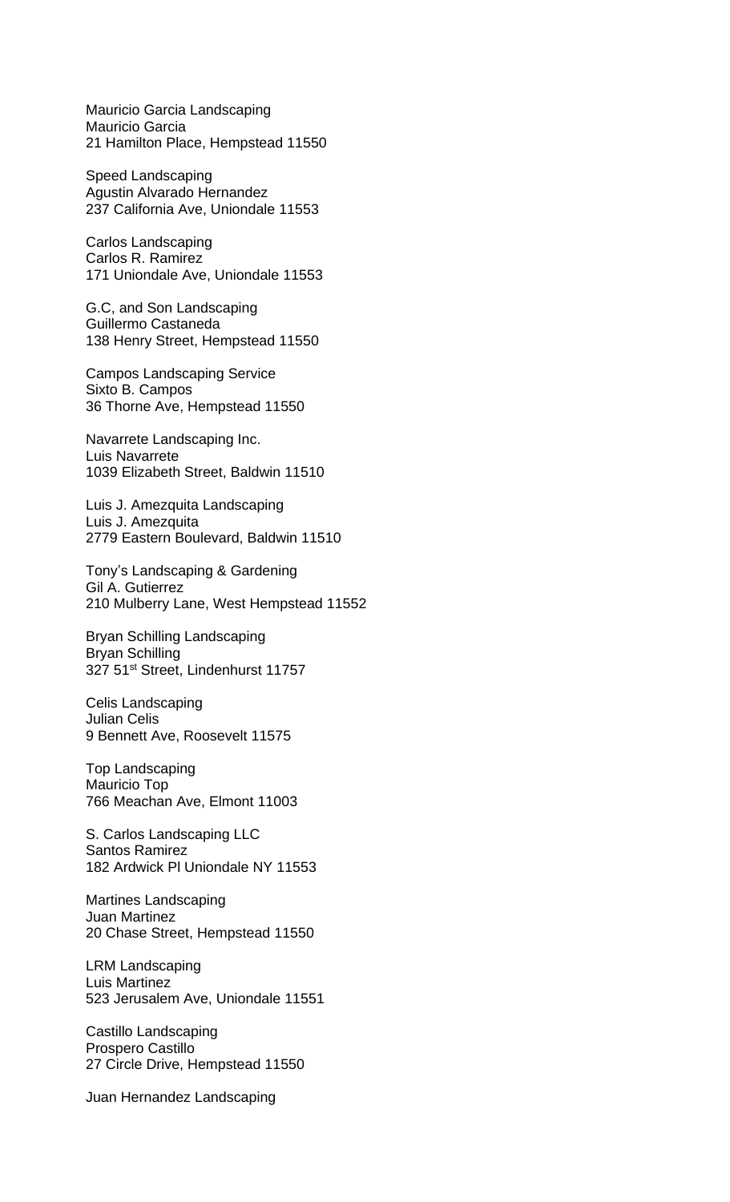Mauricio Garcia Landscaping
Mauricio Garcia
21 Hamilton Place, Hempstead 11550

Speed Landscaping
Agustin Alvarado Hernandez
237 California Ave, Uniondale 11553

Carlos Landscaping
Carlos R. Ramirez
171 Uniondale Ave, Uniondale 11553

G.C, and Son Landscaping
Guillermo Castaneda
138 Henry Street, Hempstead 11550

Campos Landscaping Service
Sixto B. Campos
36 Thorne Ave, Hempstead 11550

Navarrete Landscaping Inc.
Luis Navarrete
1039 Elizabeth Street, Baldwin 11510

Luis J. Amezquita Landscaping
Luis J. Amezquita
2779 Eastern Boulevard, Baldwin 11510

Tony's Landscaping & Gardening
Gil A. Gutierrez
210 Mulberry Lane, West Hempstead 11552

Bryan Schilling Landscaping
Bryan Schilling
327 51st Street, Lindenhurst 11757

Celis Landscaping
Julian Celis
9 Bennett Ave, Roosevelt 11575

Top Landscaping
Mauricio Top
766 Meachan Ave, Elmont 11003

S. Carlos Landscaping LLC
Santos Ramirez
182 Ardwick Pl Uniondale NY 11553

Martines Landscaping
Juan Martinez
20 Chase Street, Hempstead 11550

LRM Landscaping
Luis Martinez
523 Jerusalem Ave, Uniondale 11551

Castillo Landscaping
Prospero Castillo
27 Circle Drive, Hempstead 11550

Juan Hernandez Landscaping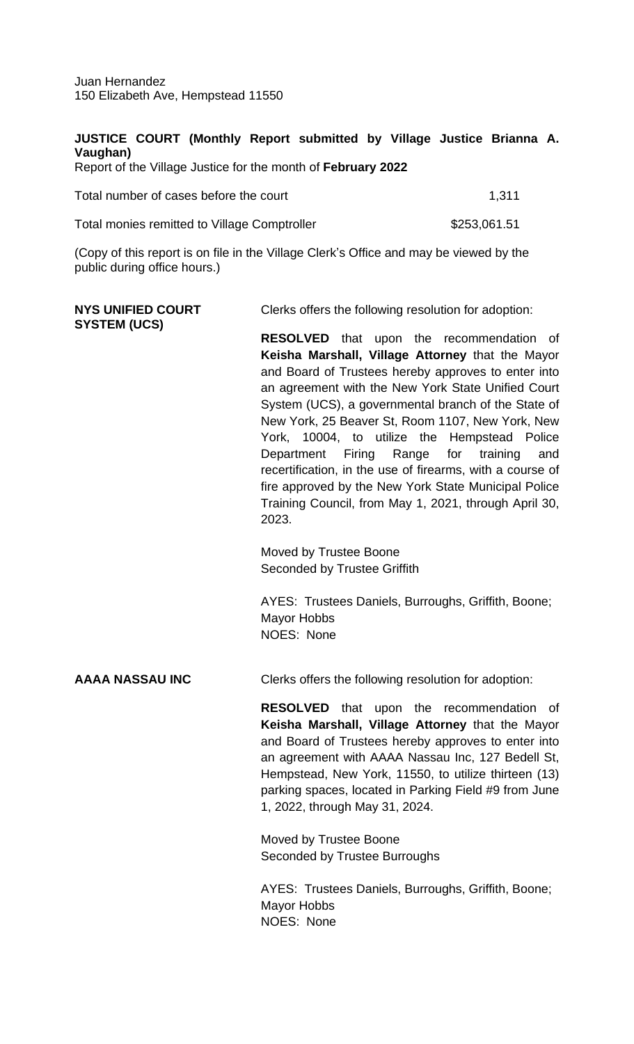Juan Hernandez
150 Elizabeth Ave, Hempstead 11550

**JUSTICE COURT (Monthly Report submitted by Village Justice Brianna A. Vaughan)**
Report of the Village Justice for the month of **February 2022**

| | |
|---|---|
| Total number of cases before the court | 1,311 |
| Total monies remitted to Village Comptroller | $253,061.51 |

(Copy of this report is on file in the Village Clerk's Office and may be viewed by the public during office hours.)

**NYS UNIFIED COURT SYSTEM (UCS)**

Clerks offers the following resolution for adoption:

**RESOLVED** that upon the recommendation of **Keisha Marshall, Village Attorney** that the Mayor and Board of Trustees hereby approves to enter into an agreement with the New York State Unified Court System (UCS), a governmental branch of the State of New York, 25 Beaver St, Room 1107, New York, New York, 10004, to utilize the Hempstead Police Department Firing Range for training and recertification, in the use of firearms, with a course of fire approved by the New York State Municipal Police Training Council, from May 1, 2021, through April 30, 2023.

Moved by Trustee Boone
Seconded by Trustee Griffith

AYES: Trustees Daniels, Burroughs, Griffith, Boone; Mayor Hobbs
NOES: None

**AAAA NASSAU INC**

Clerks offers the following resolution for adoption:

**RESOLVED** that upon the recommendation of **Keisha Marshall, Village Attorney** that the Mayor and Board of Trustees hereby approves to enter into an agreement with AAAA Nassau Inc, 127 Bedell St, Hempstead, New York, 11550, to utilize thirteen (13) parking spaces, located in Parking Field #9 from June 1, 2022, through May 31, 2024.

Moved by Trustee Boone
Seconded by Trustee Burroughs

AYES: Trustees Daniels, Burroughs, Griffith, Boone; Mayor Hobbs
NOES: None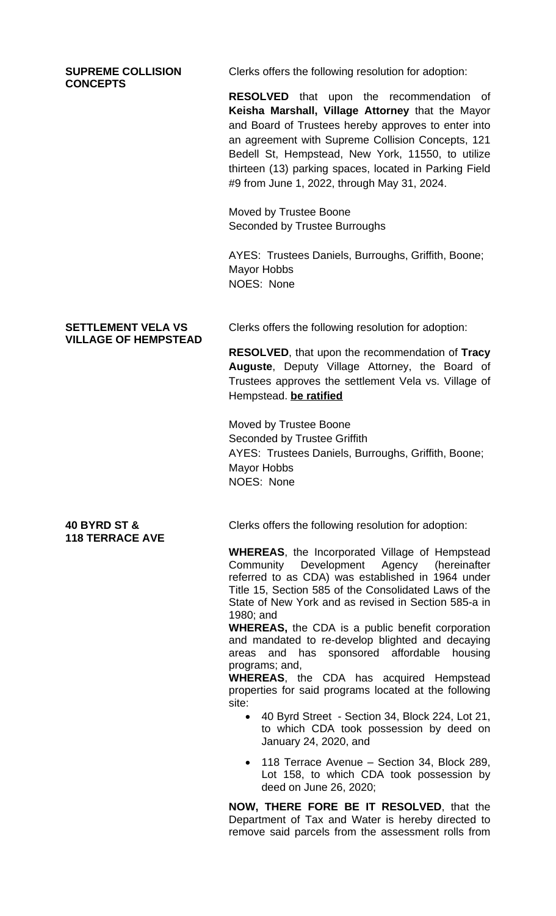**SUPREME COLLISION CONCEPTS**

Clerks offers the following resolution for adoption:

**RESOLVED** that upon the recommendation of **Keisha Marshall, Village Attorney** that the Mayor and Board of Trustees hereby approves to enter into an agreement with Supreme Collision Concepts, 121 Bedell St, Hempstead, New York, 11550, to utilize thirteen (13) parking spaces, located in Parking Field #9 from June 1, 2022, through May 31, 2024.

Moved by Trustee Boone
Seconded by Trustee Burroughs

AYES: Trustees Daniels, Burroughs, Griffith, Boone; Mayor Hobbs
NOES: None

**SETTLEMENT VELA VS VILLAGE OF HEMPSTEAD**

Clerks offers the following resolution for adoption:

**RESOLVED**, that upon the recommendation of **Tracy Auguste**, Deputy Village Attorney, the Board of Trustees approves the settlement Vela vs. Village of Hempstead. **be ratified**

Moved by Trustee Boone
Seconded by Trustee Griffith
AYES: Trustees Daniels, Burroughs, Griffith, Boone; Mayor Hobbs
NOES: None

**40 BYRD ST & 118 TERRACE AVE**

Clerks offers the following resolution for adoption:

**WHEREAS**, the Incorporated Village of Hempstead Community Development Agency (hereinafter referred to as CDA) was established in 1964 under Title 15, Section 585 of the Consolidated Laws of the State of New York and as revised in Section 585-a in 1980; and
**WHEREAS,** the CDA is a public benefit corporation and mandated to re-develop blighted and decaying areas and has sponsored affordable housing programs; and,
**WHEREAS**, the CDA has acquired Hempstead properties for said programs located at the following site:

- 40 Byrd Street - Section 34, Block 224, Lot 21, to which CDA took possession by deed on January 24, 2020, and
- 118 Terrace Avenue – Section 34, Block 289, Lot 158, to which CDA took possession by deed on June 26, 2020;

**NOW, THERE FORE BE IT RESOLVED**, that the Department of Tax and Water is hereby directed to remove said parcels from the assessment rolls from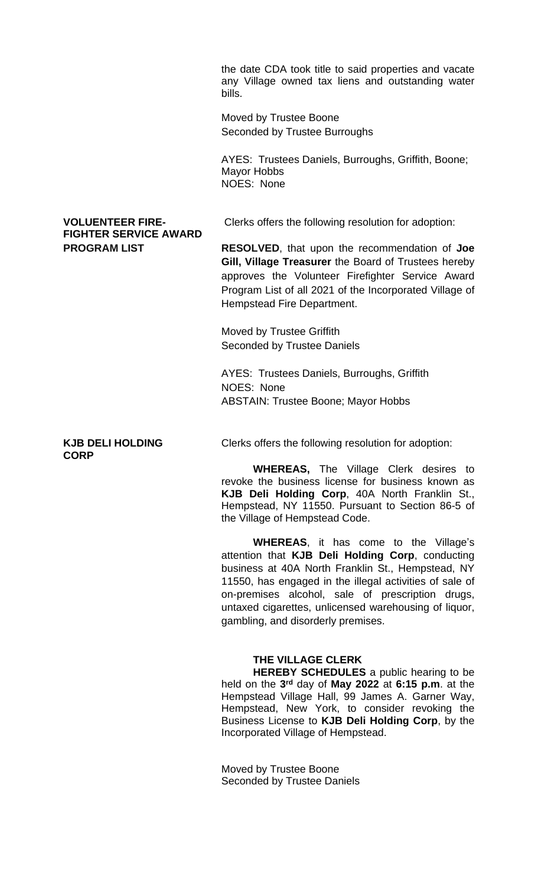the date CDA took title to said properties and vacate any Village owned tax liens and outstanding water bills.

Moved by Trustee Boone
Seconded by Trustee Burroughs

AYES: Trustees Daniels, Burroughs, Griffith, Boone; Mayor Hobbs
NOES: None

**VOLUENTEER FIRE-FIGHTER SERVICE AWARD PROGRAM LIST**

Clerks offers the following resolution for adoption:

**RESOLVED**, that upon the recommendation of **Joe Gill, Village Treasurer** the Board of Trustees hereby approves the Volunteer Firefighter Service Award Program List of all 2021 of the Incorporated Village of Hempstead Fire Department.

Moved by Trustee Griffith
Seconded by Trustee Daniels

AYES: Trustees Daniels, Burroughs, Griffith
NOES: None
ABSTAIN: Trustee Boone; Mayor Hobbs

**KJB DELI HOLDING CORP**

Clerks offers the following resolution for adoption:

**WHEREAS,** The Village Clerk desires to revoke the business license for business known as **KJB Deli Holding Corp**, 40A North Franklin St., Hempstead, NY 11550. Pursuant to Section 86-5 of the Village of Hempstead Code.

**WHEREAS**, it has come to the Village's attention that **KJB Deli Holding Corp**, conducting business at 40A North Franklin St., Hempstead, NY 11550, has engaged in the illegal activities of sale of on-premises alcohol, sale of prescription drugs, untaxed cigarettes, unlicensed warehousing of liquor, gambling, and disorderly premises.

**THE VILLAGE CLERK**
**HEREBY SCHEDULES** a public hearing to be held on the **3rd** day of **May 2022** at **6:15 p.m**. at the Hempstead Village Hall, 99 James A. Garner Way, Hempstead, New York, to consider revoking the Business License to **KJB Deli Holding Corp**, by the Incorporated Village of Hempstead.

Moved by Trustee Boone
Seconded by Trustee Daniels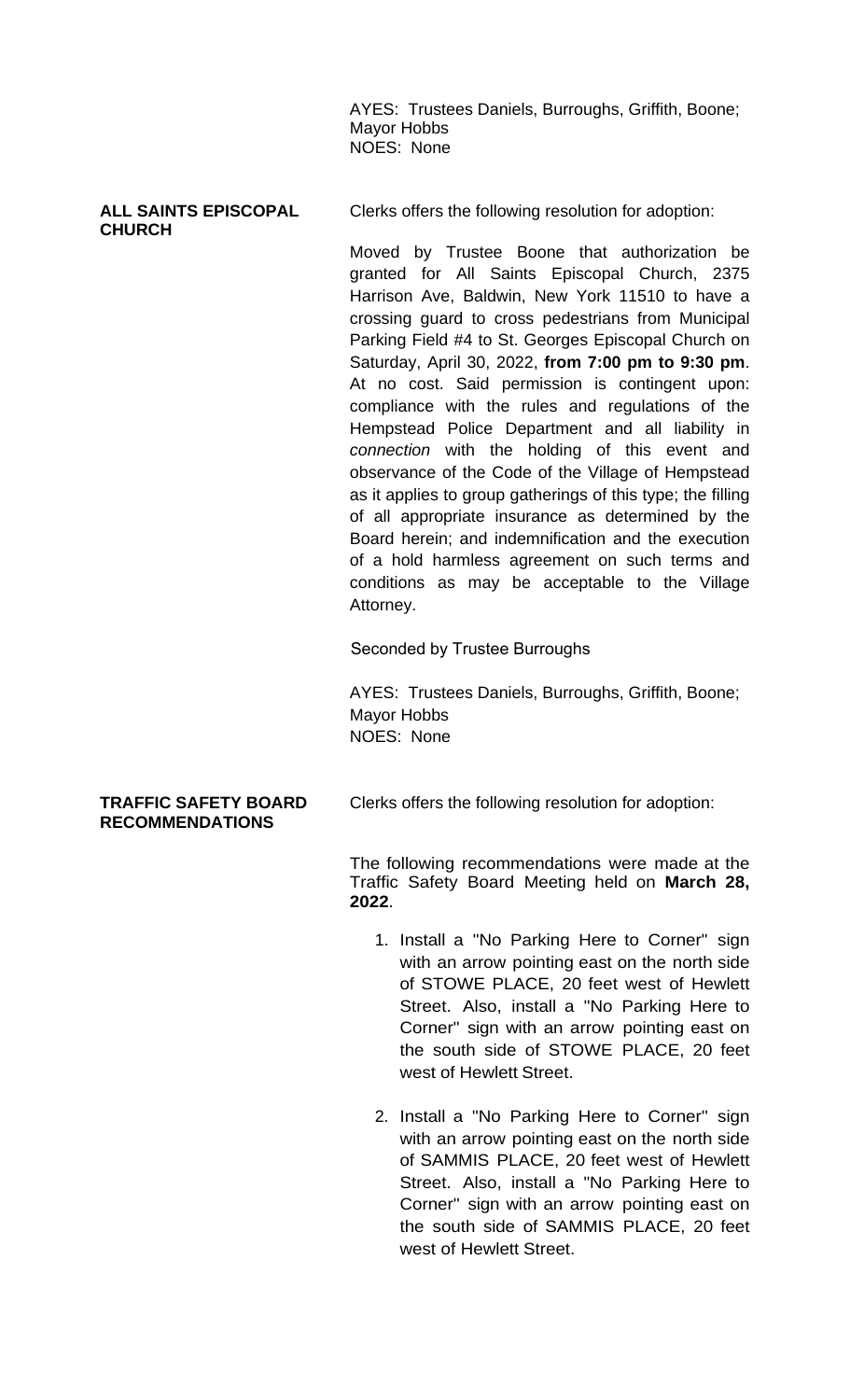AYES: Trustees Daniels, Burroughs, Griffith, Boone; Mayor Hobbs
NOES: None

**ALL SAINTS EPISCOPAL CHURCH**

Clerks offers the following resolution for adoption:

Moved by Trustee Boone that authorization be granted for All Saints Episcopal Church, 2375 Harrison Ave, Baldwin, New York 11510 to have a crossing guard to cross pedestrians from Municipal Parking Field #4 to St. Georges Episcopal Church on Saturday, April 30, 2022, **from 7:00 pm to 9:30 pm**. At no cost. Said permission is contingent upon: compliance with the rules and regulations of the Hempstead Police Department and all liability in *connection* with the holding of this event and observance of the Code of the Village of Hempstead as it applies to group gatherings of this type; the filling of all appropriate insurance as determined by the Board herein; and indemnification and the execution of a hold harmless agreement on such terms and conditions as may be acceptable to the Village Attorney.

Seconded by Trustee Burroughs

AYES: Trustees Daniels, Burroughs, Griffith, Boone; Mayor Hobbs
NOES: None

**TRAFFIC SAFETY BOARD RECOMMENDATIONS**

Clerks offers the following resolution for adoption:

The following recommendations were made at the Traffic Safety Board Meeting held on **March 28, 2022**.

1. Install a "No Parking Here to Corner" sign with an arrow pointing east on the north side of STOWE PLACE, 20 feet west of Hewlett Street. Also, install a "No Parking Here to Corner" sign with an arrow pointing east on the south side of STOWE PLACE, 20 feet west of Hewlett Street.

2. Install a "No Parking Here to Corner" sign with an arrow pointing east on the north side of SAMMIS PLACE, 20 feet west of Hewlett Street. Also, install a "No Parking Here to Corner" sign with an arrow pointing east on the south side of SAMMIS PLACE, 20 feet west of Hewlett Street.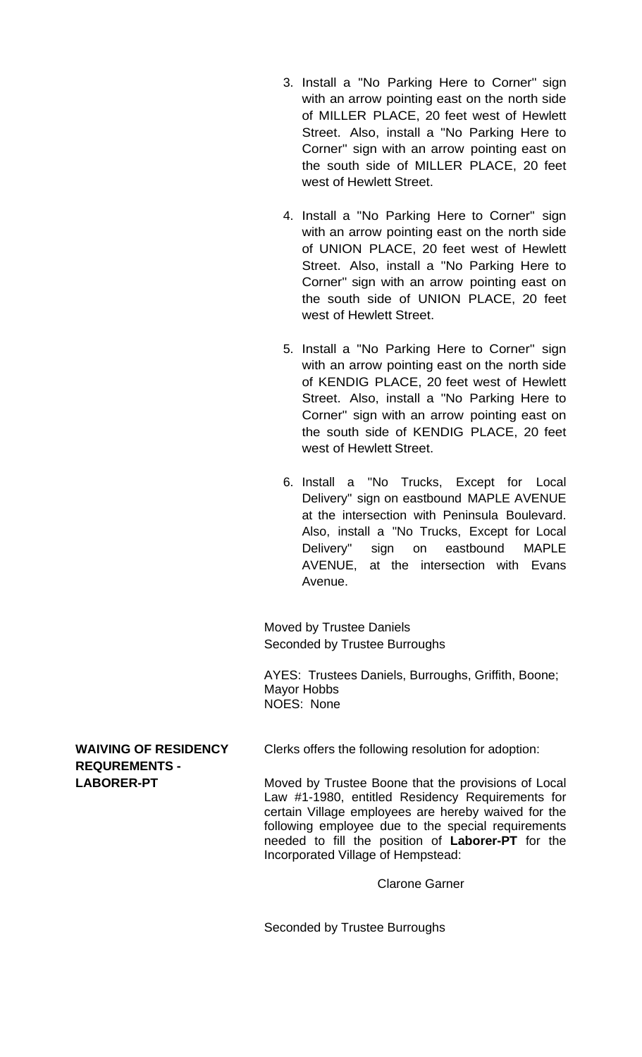3. Install a "No Parking Here to Corner" sign with an arrow pointing east on the north side of MILLER PLACE, 20 feet west of Hewlett Street. Also, install a "No Parking Here to Corner" sign with an arrow pointing east on the south side of MILLER PLACE, 20 feet west of Hewlett Street.

4. Install a "No Parking Here to Corner" sign with an arrow pointing east on the north side of UNION PLACE, 20 feet west of Hewlett Street. Also, install a "No Parking Here to Corner" sign with an arrow pointing east on the south side of UNION PLACE, 20 feet west of Hewlett Street.

5. Install a "No Parking Here to Corner" sign with an arrow pointing east on the north side of KENDIG PLACE, 20 feet west of Hewlett Street. Also, install a "No Parking Here to Corner" sign with an arrow pointing east on the south side of KENDIG PLACE, 20 feet west of Hewlett Street.

6. Install a "No Trucks, Except for Local Delivery" sign on eastbound MAPLE AVENUE at the intersection with Peninsula Boulevard. Also, install a "No Trucks, Except for Local Delivery" sign on eastbound MAPLE AVENUE, at the intersection with Evans Avenue.

Moved by Trustee Daniels
Seconded by Trustee Burroughs

AYES: Trustees Daniels, Burroughs, Griffith, Boone; Mayor Hobbs
NOES: None

**WAIVING OF RESIDENCY REQUREMENTS - LABORER-PT**

Clerks offers the following resolution for adoption:

Moved by Trustee Boone that the provisions of Local Law #1-1980, entitled Residency Requirements for certain Village employees are hereby waived for the following employee due to the special requirements needed to fill the position of **Laborer-PT** for the Incorporated Village of Hempstead:

Clarone Garner

Seconded by Trustee Burroughs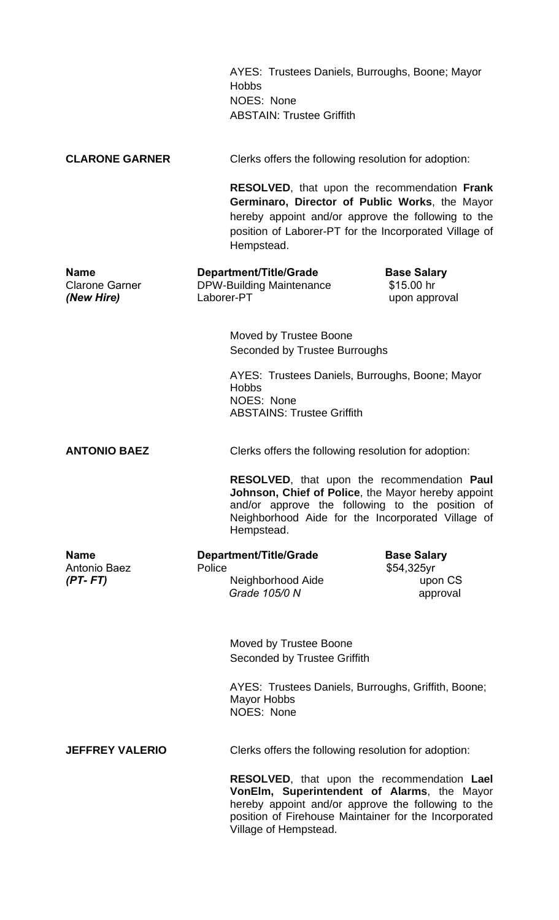AYES: Trustees Daniels, Burroughs, Boone; Mayor Hobbs
NOES: None
ABSTAIN: Trustee Griffith

**CLARONE GARNER** Clerks offers the following resolution for adoption:

**RESOLVED**, that upon the recommendation **Frank Germinaro, Director of Public Works**, the Mayor hereby appoint and/or approve the following to the position of Laborer-PT for the Incorporated Village of Hempstead.

| Name | Department/Title/Grade | Base Salary |
|---|---|---|
| Clarone Garner *(New Hire)* | DPW-Building Maintenance Laborer-PT | $15.00 hr upon approval |

Moved by Trustee Boone
Seconded by Trustee Burroughs

AYES: Trustees Daniels, Burroughs, Boone; Mayor Hobbs
NOES: None
ABSTAINS: Trustee Griffith

**ANTONIO BAEZ** Clerks offers the following resolution for adoption:

**RESOLVED**, that upon the recommendation **Paul Johnson, Chief of Police**, the Mayor hereby appoint and/or approve the following to the position of Neighborhood Aide for the Incorporated Village of Hempstead.

| Name | Department/Title/Grade | Base Salary |
|---|---|---|
| Antonio Baez *(PT- FT)* | Police Neighborhood Aide *Grade 105/0 N* | $54,325yr upon CS approval |

Moved by Trustee Boone
Seconded by Trustee Griffith

AYES: Trustees Daniels, Burroughs, Griffith, Boone; Mayor Hobbs
NOES: None

**JEFFREY VALERIO** Clerks offers the following resolution for adoption:

**RESOLVED**, that upon the recommendation **Lael VonElm, Superintendent of Alarms**, the Mayor hereby appoint and/or approve the following to the position of Firehouse Maintainer for the Incorporated Village of Hempstead.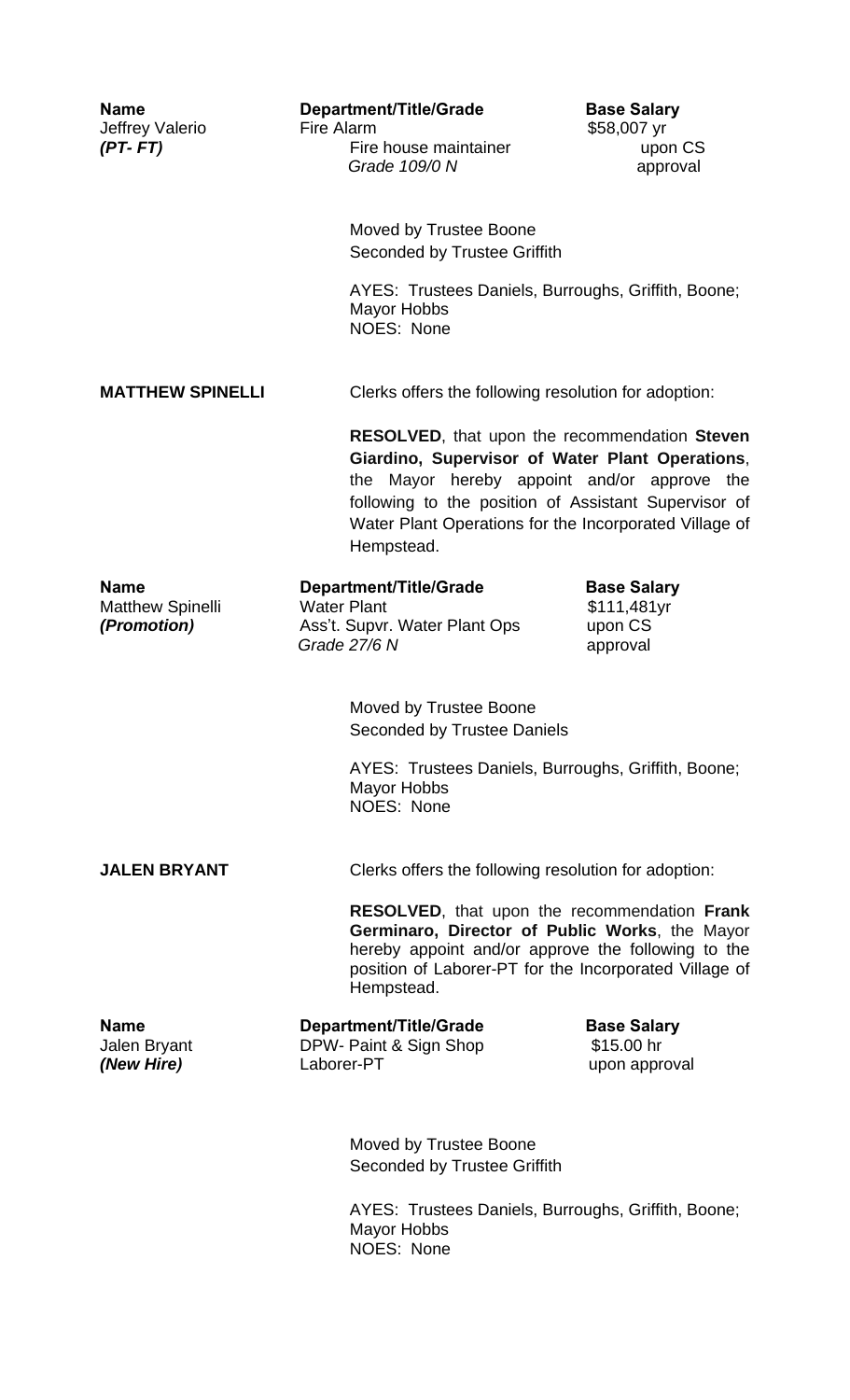| Name | Department/Title/Grade | Base Salary |
|---|---|---|
| Jeffrey Valerio | Fire Alarm | $58,007 yr |
| ***(PT- FT)*** | Fire house maintainer | upon CS |
| | *Grade 109/0 N* | approval |

Moved by Trustee Boone
Seconded by Trustee Griffith

AYES: Trustees Daniels, Burroughs, Griffith, Boone; Mayor Hobbs
NOES: None

**MATTHEW SPINELLI** Clerks offers the following resolution for adoption:

**RESOLVED**, that upon the recommendation **Steven Giardino, Supervisor of Water Plant Operations**, the Mayor hereby appoint and/or approve the following to the position of Assistant Supervisor of Water Plant Operations for the Incorporated Village of Hempstead.

| Name | Department/Title/Grade | Base Salary |
|---|---|---|
| Matthew Spinelli | Water Plant | $111,481yr |
| ***(Promotion)*** | Ass't. Supvr. Water Plant Ops | upon CS |
| | *Grade 27/6 N* | approval |

Moved by Trustee Boone
Seconded by Trustee Daniels

AYES: Trustees Daniels, Burroughs, Griffith, Boone; Mayor Hobbs
NOES: None

**JALEN BRYANT** Clerks offers the following resolution for adoption:

**RESOLVED**, that upon the recommendation **Frank Germinaro, Director of Public Works**, the Mayor hereby appoint and/or approve the following to the position of Laborer-PT for the Incorporated Village of Hempstead.

| Name | Department/Title/Grade | Base Salary |
|---|---|---|
| Jalen Bryant | DPW- Paint & Sign Shop | $15.00 hr |
| ***(New Hire)*** | Laborer-PT | upon approval |

Moved by Trustee Boone
Seconded by Trustee Griffith

AYES: Trustees Daniels, Burroughs, Griffith, Boone; Mayor Hobbs
NOES: None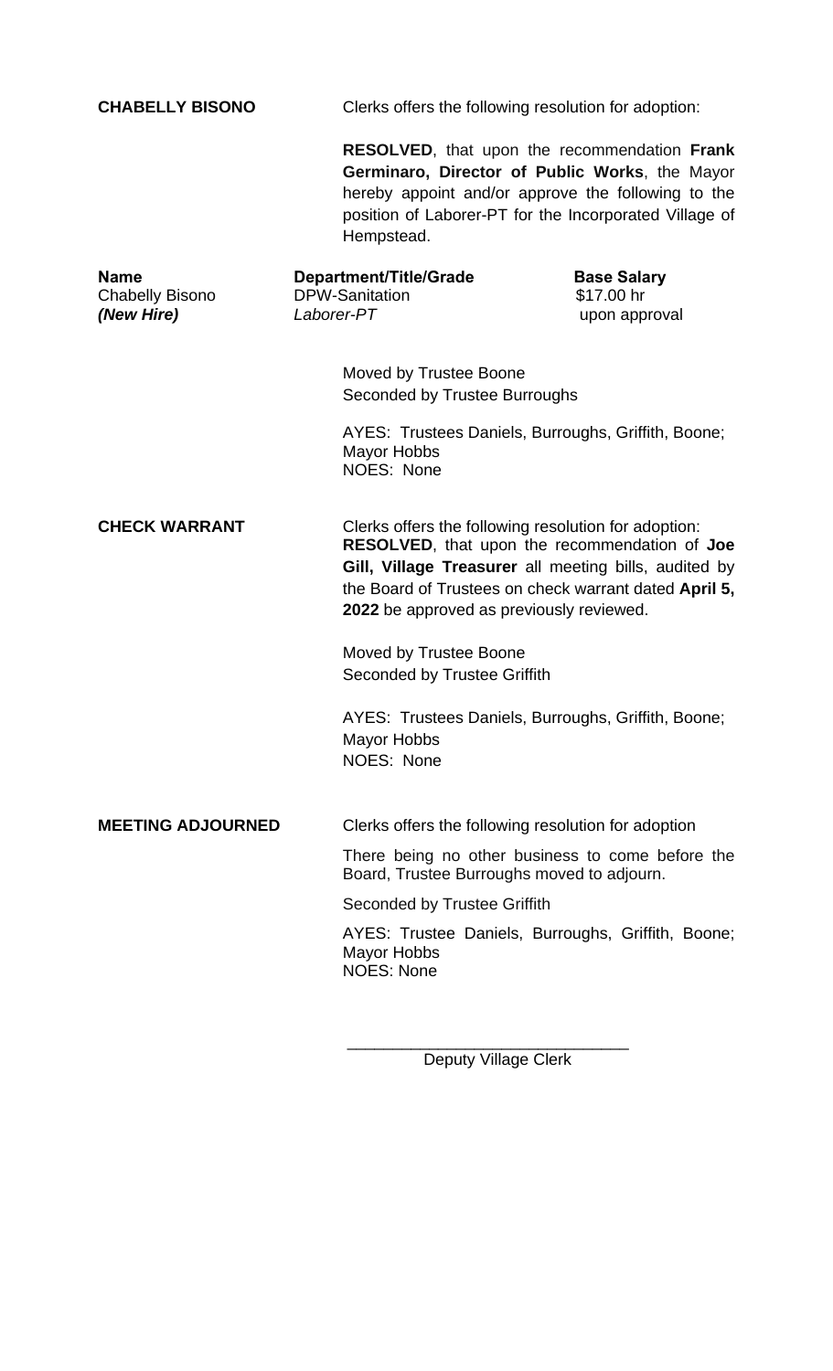**CHABELLY BISONO**

Clerks offers the following resolution for adoption:

**RESOLVED**, that upon the recommendation **Frank Germinaro, Director of Public Works**, the Mayor hereby appoint and/or approve the following to the position of Laborer-PT for the Incorporated Village of Hempstead.

| **Name** | **Department/Title/Grade** | **Base Salary** |
|---|---|---|
| Chabelly Bisono | DPW-Sanitation | $17.00 hr |
| ***(New Hire)*** | *Laborer-PT* | upon approval |

Moved by Trustee Boone
Seconded by Trustee Burroughs

AYES: Trustees Daniels, Burroughs, Griffith, Boone; Mayor Hobbs
NOES: None

**CHECK WARRANT**

Clerks offers the following resolution for adoption:
**RESOLVED**, that upon the recommendation of **Joe Gill, Village Treasurer** all meeting bills, audited by the Board of Trustees on check warrant dated **April 5, 2022** be approved as previously reviewed.

Moved by Trustee Boone
Seconded by Trustee Griffith

AYES: Trustees Daniels, Burroughs, Griffith, Boone; Mayor Hobbs
NOES: None

**MEETING ADJOURNED**

Clerks offers the following resolution for adoption

There being no other business to come before the Board, Trustee Burroughs moved to adjourn.

Seconded by Trustee Griffith

AYES: Trustee Daniels, Burroughs, Griffith, Boone; Mayor Hobbs
NOES: None

\_\_\_\_\_\_\_\_\_\_\_\_\_\_\_\_\_\_\_\_\_\_\_\_\_\_\_\_\_\_\_\_
Deputy Village Clerk